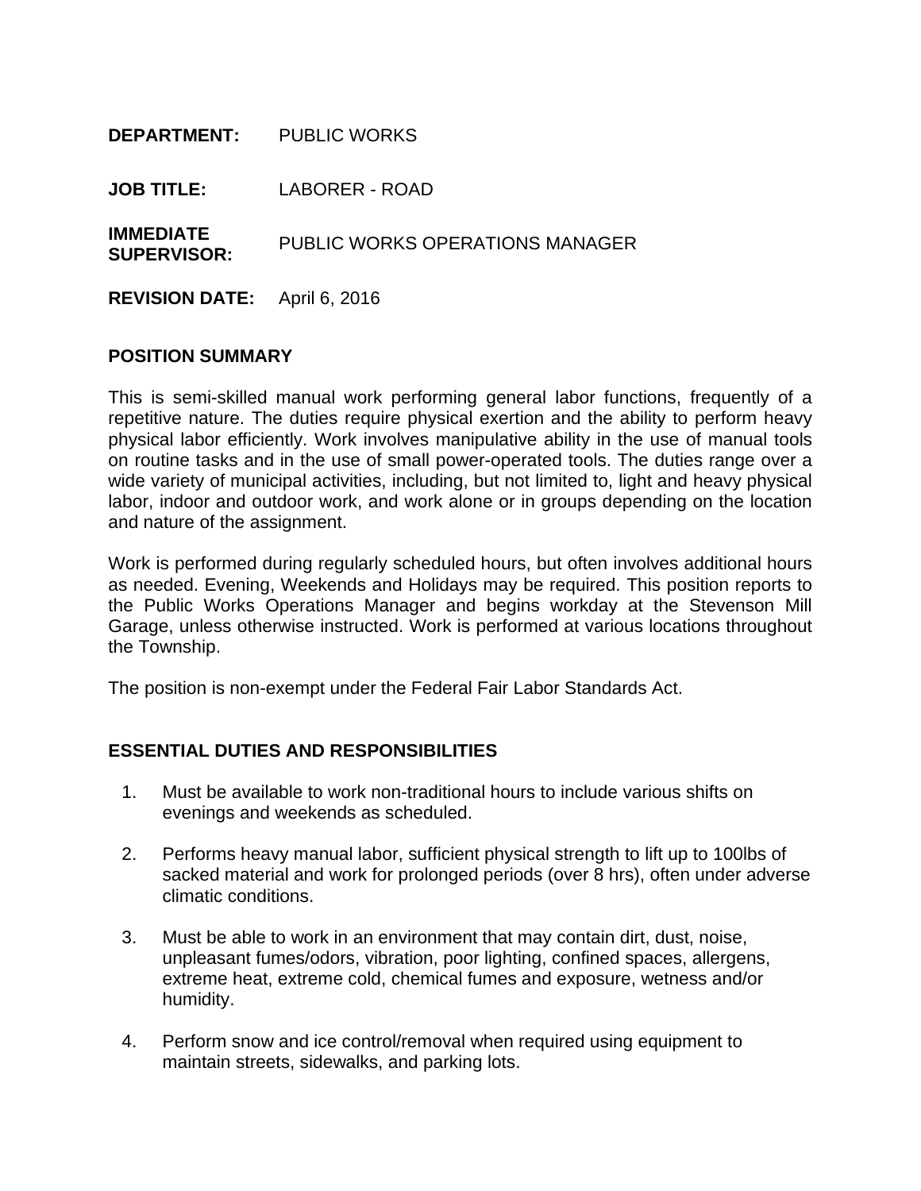**DEPARTMENT:** PUBLIC WORKS

**JOB TITLE:** LABORER - ROAD

**IMMEDIATE SUPERVISOR:** PUBLIC WORKS OPERATIONS MANAGER

**REVISION DATE:** April 6, 2016

## POSITION SUMMARY

This is semi-skilled manual work performing general labor functions, frequently of a repetitive nature. The duties require physical exertion and the ability to perform heavy physical labor efficiently. Work involves manipulative ability in the use of manual tools on routine tasks and in the use of small power-operated tools. The duties range over a wide variety of municipal activities, including, but not limited to, light and heavy physical labor, indoor and outdoor work, and work alone or in groups depending on the location and nature of the assignment.

Work is performed during regularly scheduled hours, but often involves additional hours as needed. Evening, Weekends and Holidays may be required. This position reports to the Public Works Operations Manager and begins workday at the Stevenson Mill Garage, unless otherwise instructed. Work is performed at various locations throughout the Township.

The position is non-exempt under the Federal Fair Labor Standards Act.

## ESSENTIAL DUTIES AND RESPONSIBILITIES

1. Must be available to work non-traditional hours to include various shifts on evenings and weekends as scheduled.

2. Performs heavy manual labor, sufficient physical strength to lift up to 100lbs of sacked material and work for prolonged periods (over 8 hrs), often under adverse climatic conditions.

3. Must be able to work in an environment that may contain dirt, dust, noise, unpleasant fumes/odors, vibration, poor lighting, confined spaces, allergens, extreme heat, extreme cold, chemical fumes and exposure, wetness and/or humidity.

4. Perform snow and ice control/removal when required using equipment to maintain streets, sidewalks, and parking lots.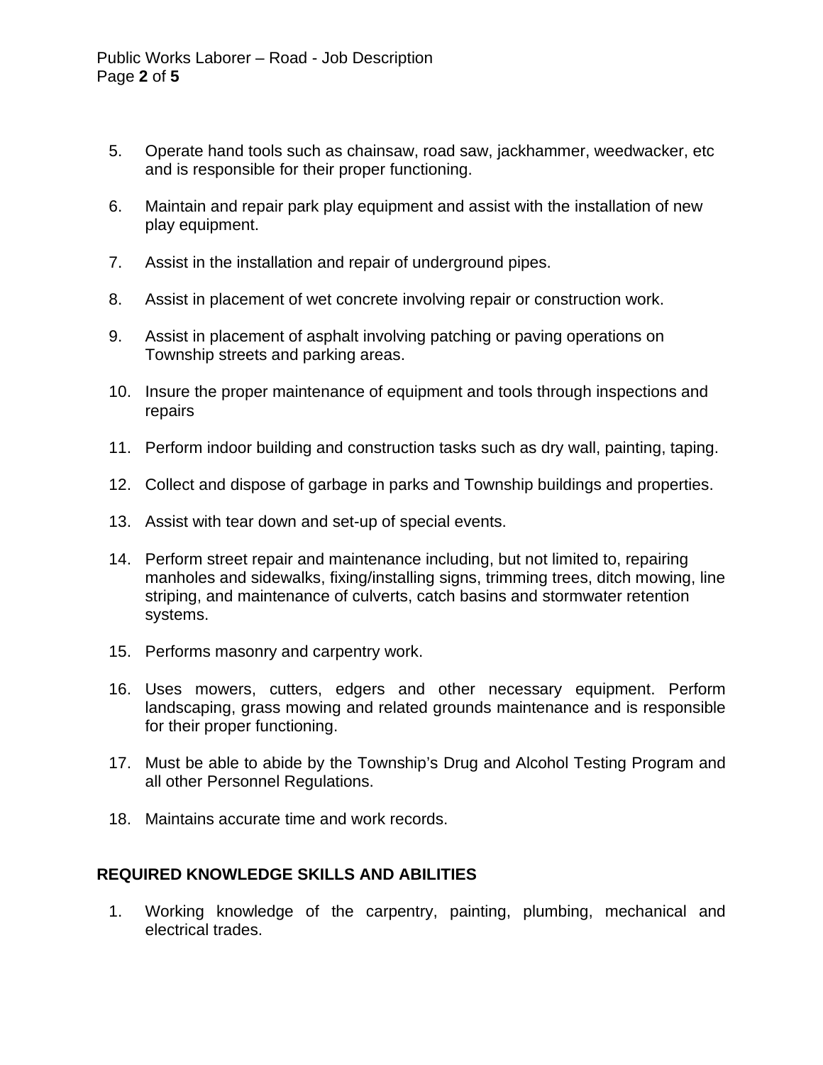5. Operate hand tools such as chainsaw, road saw, jackhammer, weedwacker, etc and is responsible for their proper functioning.

6. Maintain and repair park play equipment and assist with the installation of new play equipment.

7. Assist in the installation and repair of underground pipes.

8. Assist in placement of wet concrete involving repair or construction work.

9. Assist in placement of asphalt involving patching or paving operations on Township streets and parking areas.

10. Insure the proper maintenance of equipment and tools through inspections and repairs

11. Perform indoor building and construction tasks such as dry wall, painting, taping.

12. Collect and dispose of garbage in parks and Township buildings and properties.

13. Assist with tear down and set-up of special events.

14. Perform street repair and maintenance including, but not limited to, repairing manholes and sidewalks, fixing/installing signs, trimming trees, ditch mowing, line striping, and maintenance of culverts, catch basins and stormwater retention systems.

15. Performs masonry and carpentry work.

16. Uses mowers, cutters, edgers and other necessary equipment. Perform landscaping, grass mowing and related grounds maintenance and is responsible for their proper functioning.

17. Must be able to abide by the Township's Drug and Alcohol Testing Program and all other Personnel Regulations.

18. Maintains accurate time and work records.

## REQUIRED KNOWLEDGE SKILLS AND ABILITIES

1. Working knowledge of the carpentry, painting, plumbing, mechanical and electrical trades.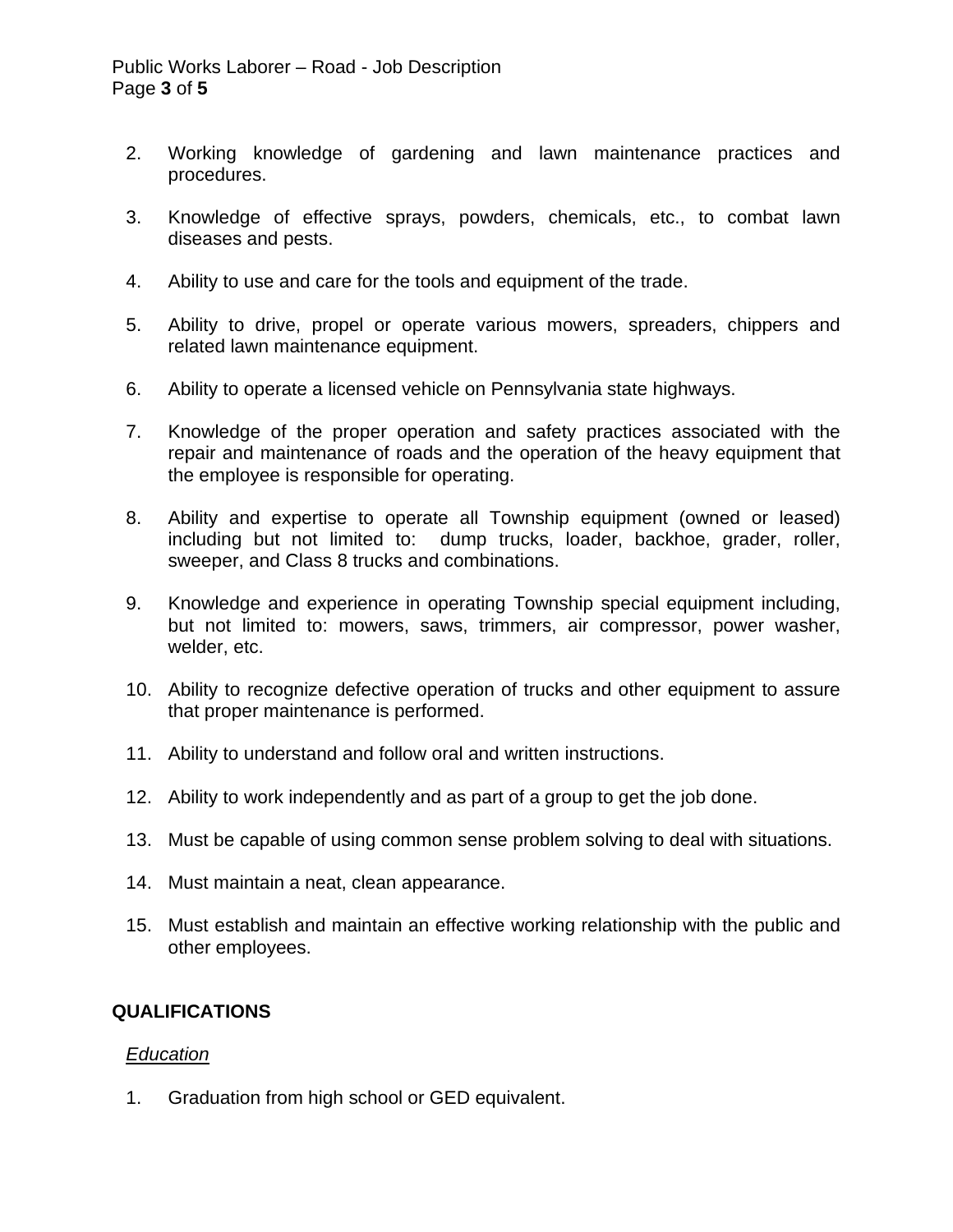2. Working knowledge of gardening and lawn maintenance practices and procedures.

3. Knowledge of effective sprays, powders, chemicals, etc., to combat lawn diseases and pests.

4. Ability to use and care for the tools and equipment of the trade.

5. Ability to drive, propel or operate various mowers, spreaders, chippers and related lawn maintenance equipment.

6. Ability to operate a licensed vehicle on Pennsylvania state highways.

7. Knowledge of the proper operation and safety practices associated with the repair and maintenance of roads and the operation of the heavy equipment that the employee is responsible for operating.

8. Ability and expertise to operate all Township equipment (owned or leased) including but not limited to: dump trucks, loader, backhoe, grader, roller, sweeper, and Class 8 trucks and combinations.

9. Knowledge and experience in operating Township special equipment including, but not limited to: mowers, saws, trimmers, air compressor, power washer, welder, etc.

10. Ability to recognize defective operation of trucks and other equipment to assure that proper maintenance is performed.

11. Ability to understand and follow oral and written instructions.

12. Ability to work independently and as part of a group to get the job done.

13. Must be capable of using common sense problem solving to deal with situations.

14. Must maintain a neat, clean appearance.

15. Must establish and maintain an effective working relationship with the public and other employees.

## QUALIFICATIONS

*Education*

1. Graduation from high school or GED equivalent.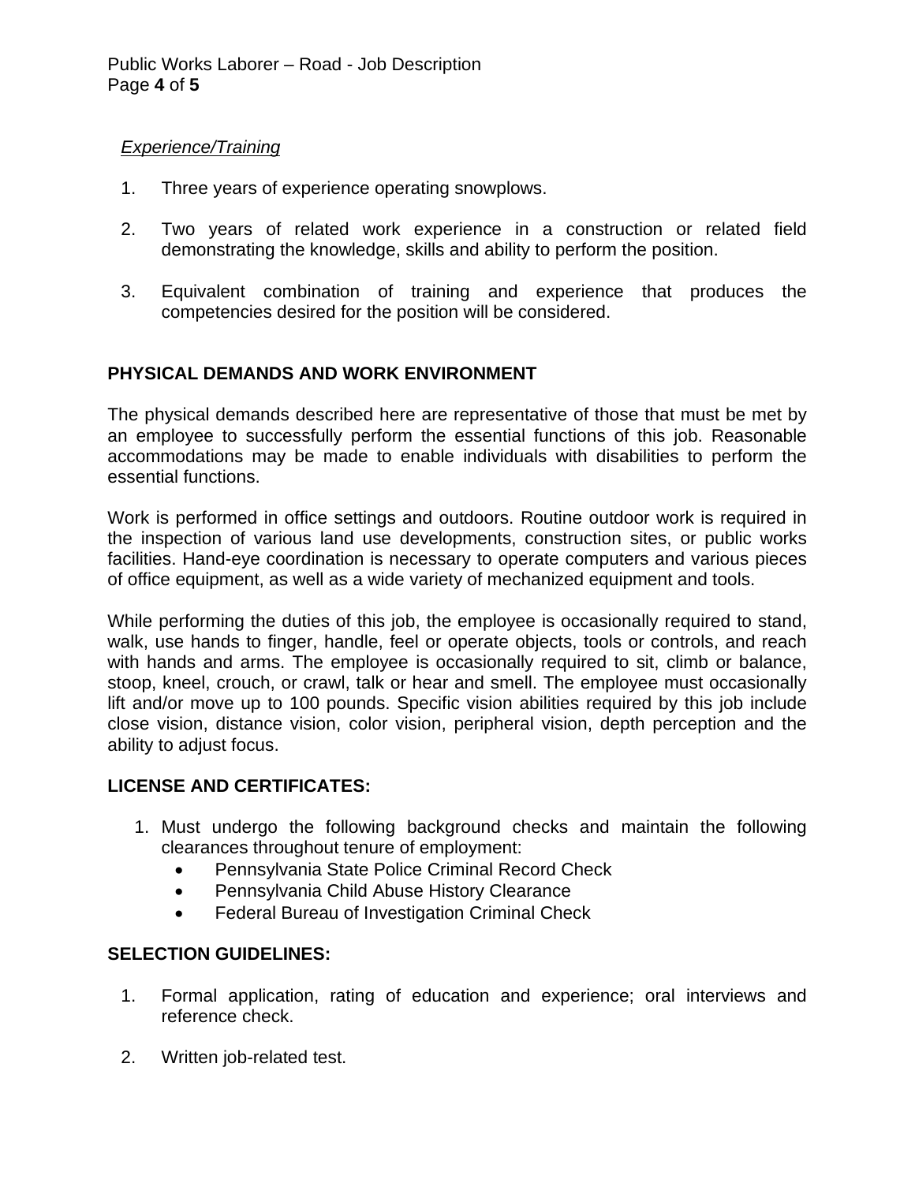*Experience/Training*

1. Three years of experience operating snowplows.

2. Two years of related work experience in a construction or related field demonstrating the knowledge, skills and ability to perform the position.

3. Equivalent combination of training and experience that produces the competencies desired for the position will be considered.

## PHYSICAL DEMANDS AND WORK ENVIRONMENT

The physical demands described here are representative of those that must be met by an employee to successfully perform the essential functions of this job. Reasonable accommodations may be made to enable individuals with disabilities to perform the essential functions.

Work is performed in office settings and outdoors. Routine outdoor work is required in the inspection of various land use developments, construction sites, or public works facilities. Hand-eye coordination is necessary to operate computers and various pieces of office equipment, as well as a wide variety of mechanized equipment and tools.

While performing the duties of this job, the employee is occasionally required to stand, walk, use hands to finger, handle, feel or operate objects, tools or controls, and reach with hands and arms. The employee is occasionally required to sit, climb or balance, stoop, kneel, crouch, or crawl, talk or hear and smell. The employee must occasionally lift and/or move up to 100 pounds. Specific vision abilities required by this job include close vision, distance vision, color vision, peripheral vision, depth perception and the ability to adjust focus.

## LICENSE AND CERTIFICATES:

1. Must undergo the following background checks and maintain the following clearances throughout tenure of employment:
   - Pennsylvania State Police Criminal Record Check
   - Pennsylvania Child Abuse History Clearance
   - Federal Bureau of Investigation Criminal Check

## SELECTION GUIDELINES:

1. Formal application, rating of education and experience; oral interviews and reference check.

2. Written job-related test.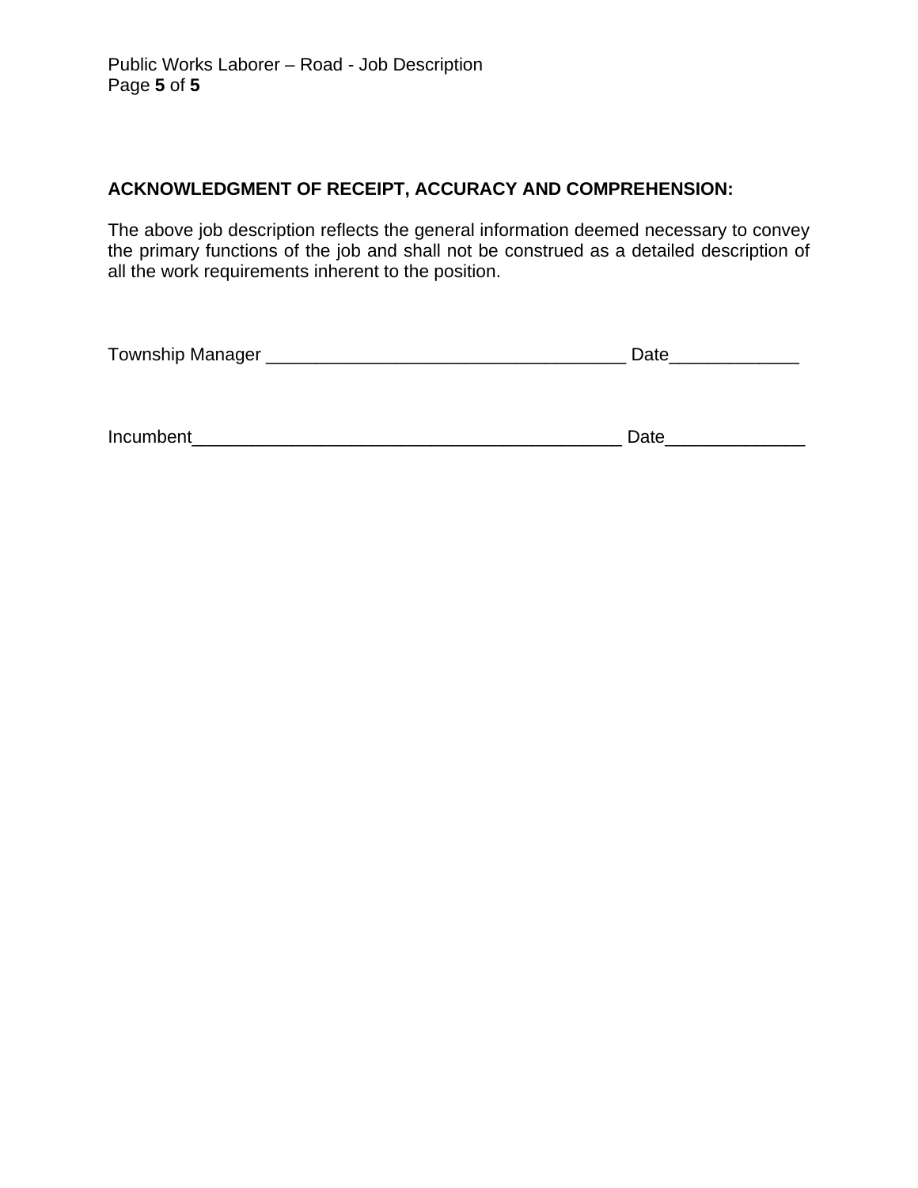**ACKNOWLEDGMENT OF RECEIPT, ACCURACY AND COMPREHENSION:**

The above job description reflects the general information deemed necessary to convey the primary functions of the job and shall not be construed as a detailed description of all the work requirements inherent to the position.

Township Manager ____________________________________ Date_____________

Incumbent___________________________________________ Date______________